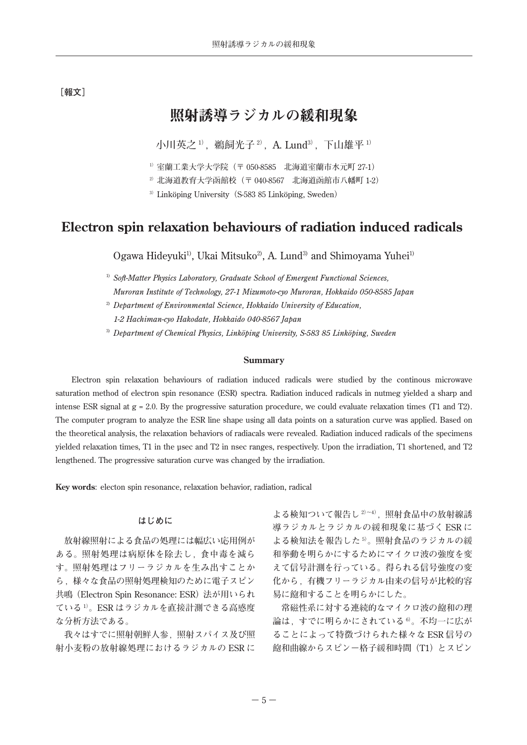［報文］

# 照射誘導ラジカルの緩和現象

小川英之[1)]，鵜飼光子[2)]，A. Lund[3)]，下山雄平[1)]

[1)] 室蘭工業大学大学院（〒050-8585　北海道室蘭市水元町 27-1）

[2)] 北海道教育大学函館校（〒040-8567　北海道函館市八幡町 1-2）

[3)] Linköping University（S-583 85 Linköping, Sweden）

# Electron spin relaxation behaviours of radiation induced radicals

Ogawa Hideyuki[1)], Ukai Mitsuko[2)], A. Lund[3)] and Shimoyama Yuhei[1)]

[1)] *Soft-Matter Physics Laboratory, Graduate School of Emergent Functional Sciences, Muroran Institute of Technology, 27-1 Mizumoto-cyo Muroran, Hokkaido 050-8585 Japan*

[2)] *Department of Environmental Science, Hokkaido University of Education, 1-2 Hachiman-cyo Hakodate, Hokkaido 040-8567 Japan*

[3)] *Department of Chemical Physics, Linköping University, S-583 85 Linköping, Sweden*

## Summary

Electron spin relaxation behaviours of radiation induced radicals were studied by the continous microwave saturation method of electron spin resonance (ESR) spectra. Radiation induced radicals in nutmeg yielded a sharp and intense ESR signal at $g = 2.0$. By the progressive saturation procedure, we could evaluate relaxation times (T1 and T2). The computer program to analyze the ESR line shape using all data points on a saturation curve was applied. Based on the theoretical analysis, the relaxation behaviors of radiacals were revealed. Radiation induced radicals of the specimens yielded relaxation times, T1 in the μsec and T2 in nsec ranges, respectively. Upon the irradiation, T1 shortened, and T2 lengthened. The progressive saturation curve was changed by the irradiation.

**Key words**: electon spin resonance, relaxation behavior, radiation, radical

## はじめに

放射線照射による食品の処理には幅広い応用例がある。照射処理は病原体を除去し，食中毒を減らす。照射処理はフリーラジカルを生み出すことから，様々な食品の照射処理検知のために電子スピン共鳴（Electron Spin Resonance: ESR）法が用いられている[1)]。ESR はラジカルを直接計測できる高感度な分析方法である。

我々はすでに照射朝鮮人参，照射スパイス及び照射小麦粉の放射線処理におけるラジカルの ESR による検知ついて報告し[2)～4)]，照射食品中の放射線誘導ラジカルとラジカルの緩和現象に基づく ESR による検知法を報告した[5)]。照射食品のラジカルの緩和挙動を明らかにするためにマイクロ波の強度を変えて信号計測を行っている。得られる信号強度の変化から，有機フリーラジカル由来の信号が比較的容易に飽和することを明らかにした。

常磁性系に対する連続的なマイクロ波の飽和の理論は，すでに明らかにされている[6)]。不均一に広がることによって特徴づけられた様々な ESR 信号の飽和曲線からスピン－格子緩和時間（T1）とスピン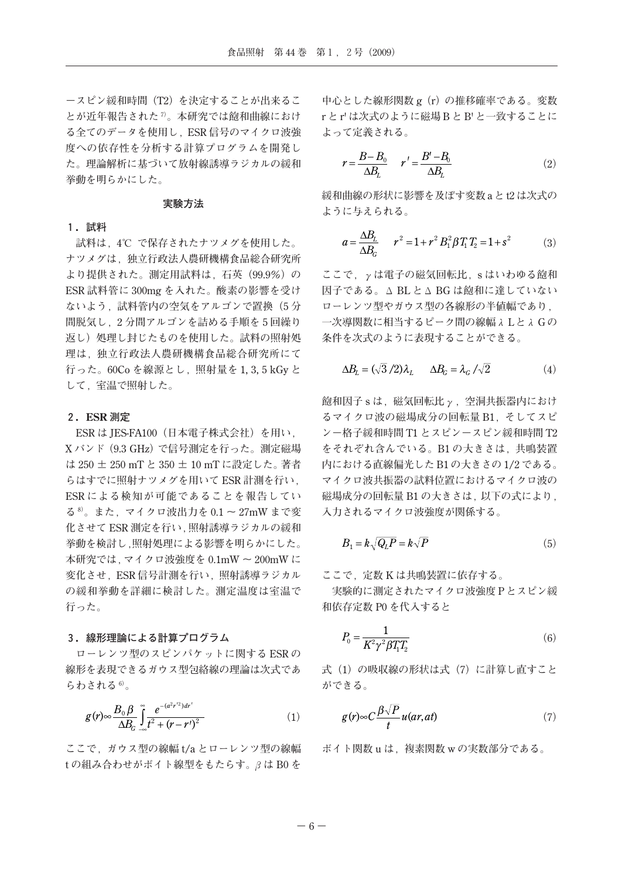ースピン緩和時間（T2）を決定することが出来ることが近年報告された[7]。本研究では飽和曲線における全てのデータを使用し，ESR 信号のマイクロ波強度への依存性を分析する計算プログラムを開発した。理論解析に基づいて放射線誘導ラジカルの緩和挙動を明らかにした。

## 実験方法

### 1．試料

試料は，4℃ で保存されたナツメグを使用した。ナツメグは，独立行政法人農研機構食品総合研究所より提供された。測定用試料は，石英（99.9%）の ESR 試料管に 300mg を入れた。酸素の影響を受けないよう，試料管内の空気をアルゴンで置換（5 分間脱気し，2 分間アルゴンを詰める手順を 5 回繰り返し）処理し封じたものを使用した。試料の照射処理は，独立行政法人農研機構食品総合研究所にて行った。60Co を線源とし，照射量を 1, 3, 5 kGy として，室温で照射した。

### 2．ESR 測定

ESR は JES-FA100（日本電子株式会社）を用い，X バンド（9.3 GHz）で信号測定を行った。測定磁場は 250 ± 250 mT と 350 ± 10 mT に設定した。著者らはすでに照射ナツメグを用いて ESR 計測を行い，ESR による検知が可能であることを報告している[8]。また，マイクロ波出力を 0.1 ～ 27mW まで変化させて ESR 測定を行い，照射誘導ラジカルの緩和挙動を検討し，照射処理による影響を明らかにした。本研究では，マイクロ波強度を 0.1mW ～ 200mW に変化させ，ESR 信号計測を行い，照射誘導ラジカルの緩和挙動を詳細に検討した。測定温度は室温で行った。

### 3．線形理論による計算プログラム

ローレンツ型のスピンパケットに関する ESR の線形を表現できるガウス型包絡線の理論は次式であらわされる[6]。

$$g(r) \propto \frac{B_0 \beta}{\Delta B_G} \int_{-\infty}^{\infty} \frac{e^{-(a^2 r'^2) dr'}}{t^2 + (r - r')^2} \tag{1}$$

ここで，ガウス型の線幅 t/a とローレンツ型の線幅 t の組み合わせがボイト線型をもたらす。$\beta$ は B0 を中心とした線形関数 g（r）の推移確率である。変数 r と r' は次式のように磁場 B と B' と一致することによって定義される。

$$r = \frac{B - B_0}{\Delta B_L} \qquad r' = \frac{B' - B_0}{\Delta B_L} \tag{2}$$

緩和曲線の形状に影響を及ぼす変数 a と t2 は次式のように与えられる。

$$a = \frac{\Delta B_L}{\Delta B_G} \qquad r^2 = 1 + r^2 B_1^2 \beta T_1 T_2 = 1 + s^2 \tag{3}$$

ここで，$\gamma$ は電子の磁気回転比，s はいわゆる飽和因子である。Δ BL と Δ BG は飽和に達していないローレンツ型やガウス型の各線形の半値幅であり，一次導関数に相当するピーク間の線幅 $\lambda$ L と $\lambda$ G の条件を次式のように表現することができる。

$$\Delta B_L = (\sqrt{3}/2)\lambda_L \qquad \Delta B_G = \lambda_G / \sqrt{2} \tag{4}$$

飽和因子 s は，磁気回転比 $\gamma$，空洞共振器内におけるマイクロ波の磁場成分の回転量 B1，そしてスピンー格子緩和時間 T1 とスピンースピン緩和時間 T2 をそれぞれ含んでいる。B1 の大きさは，共鳴装置内における直線偏光した B1 の大きさの 1/2 である。マイクロ波共振器の試料位置におけるマイクロ波の磁場成分の回転量 B1 の大きさは，以下の式により，入力されるマイクロ波強度が関係する。

$$B_1 = k\sqrt{Q_L P} = k\sqrt{P} \tag{5}$$

ここで，定数 K は共鳴装置に依存する。

実験的に測定されたマイクロ波強度 P とスピン緩和依存定数 P0 を代入すると

$$P_0 = \frac{1}{K^2 \gamma^2 \beta T_1 T_2} \tag{6}$$

式（1）の吸収線の形状は式（7）に計算し直すことができる。

$$g(r) \propto C \frac{\beta \sqrt{P}}{t} u(ar, at) \tag{7}$$

ボイト関数 u は，複素関数 w の実数部分である。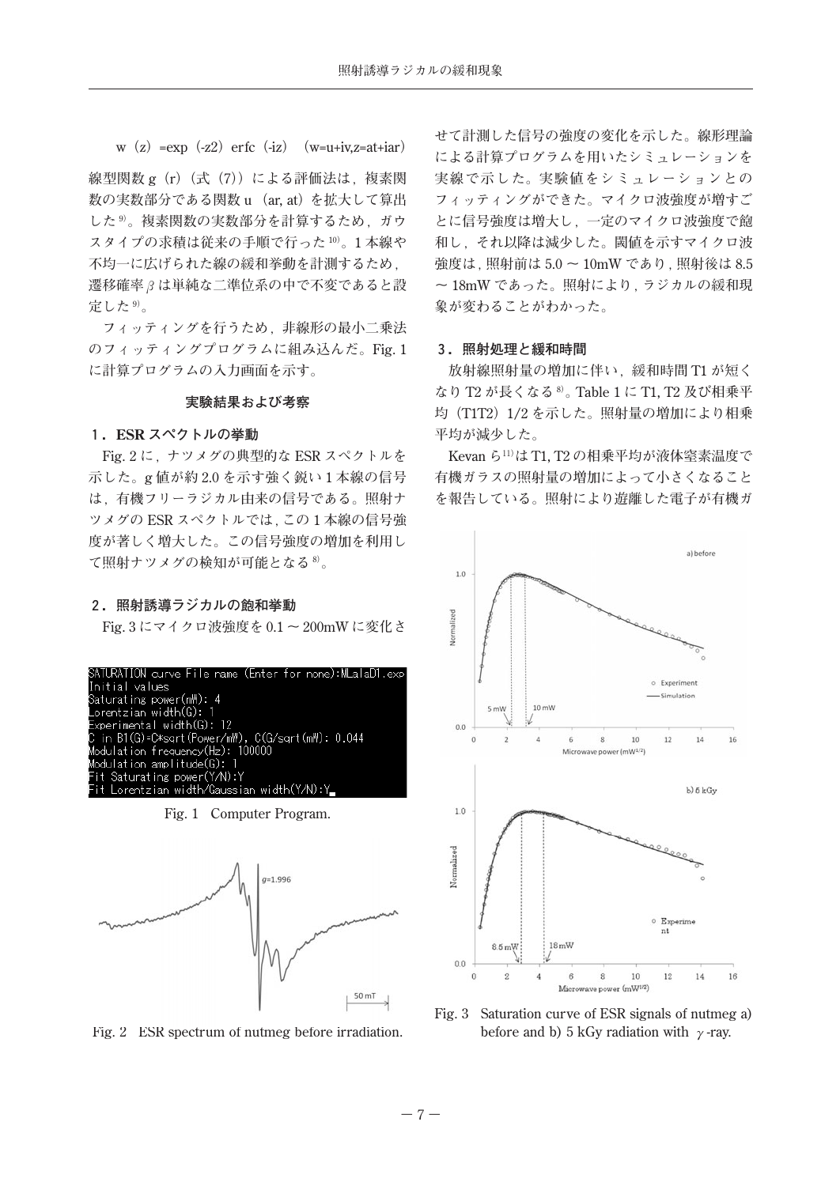$w(z) = \exp(-z^2)\,\mathrm{erfc}(-iz)$　$(w=u+iv, z=at+iar)$

線型関数 g（r）（式（7））による評価法は，複素関数の実数部分である関数 u（ar, at）を拡大して算出した[9]。複素関数の実数部分を計算するため，ガウスタイプの求積は従来の手順で行った[10]。1 本線や不均一に広げられた線の緩和挙動を計測するため，遷移確率 $\beta$ は単純な二準位系の中で不変であると設定した[9]。

フィッティングを行うため，非線形の最小二乗法のフィッティングプログラムに組み込んだ。Fig. 1 に計算プログラムの入力画面を示す。

```
SATURATION curve File name (Enter for none):MLalaD1.exp
Initial values
Saturating power(mW): 4
Lorentzian width(G): 1
Experimental width(G): 12
C in B1(G)=C*sqrt(Power/mW), C(G/sqrt(mW): 0.044
Modulation frequency(Hz): 100000
Modulation amplitude(G): 1
Fit Saturating power(Y/N):Y
Fit Lorentzian width/Gaussian width(Y/N):Y
```

Fig. 1　Computer Program.

## 実験結果および考察

### 1．ESR スペクトルの挙動

Fig. 2 に，ナツメグの典型的な ESR スペクトルを示した。g 値が約 2.0 を示す強く鋭い 1 本線の信号は，有機フリーラジカル由来の信号である。照射ナツメグの ESR スペクトルでは，この 1 本線の信号強度が著しく増大した。この信号強度の増加を利用して照射ナツメグの検知が可能となる[8]。

Fig. 2　ESR spectrum of nutmeg before irradiation.

### 2．照射誘導ラジカルの飽和挙動

Fig. 3 にマイクロ波強度を 0.1 ～ 200mW に変化させて計測した信号の強度の変化を示した。線形理論による計算プログラムを用いたシミュレーションを実線で示した。実験値をシミュレーションとのフィッティングができた。マイクロ波強度が増すごとに信号強度は増大し，一定のマイクロ波強度で飽和し，それ以降は減少した。閾値を示すマイクロ波強度は，照射前は 5.0 ～ 10mW であり，照射後は 8.5 ～ 18mW であった。照射により，ラジカルの緩和現象が変わることがわかった。

### 3．照射処理と緩和時間

放射線照射量の増加に伴い，緩和時間 T1 が短くなり T2 が長くなる[8]。Table 1 に T1, T2 及び相乗平均（T1T2）1/2 を示した。照射量の増加により相乗平均が減少した。

Kevan ら[11]は T1, T2 の相乗平均が液体窒素温度で有機ガラスの照射量の増加によって小さくなることを報告している。照射により遊離した電子が有機ガ

Fig. 3　Saturation curve of ESR signals of nutmeg a) before and b) 5 kGy radiation with $\gamma$-ray.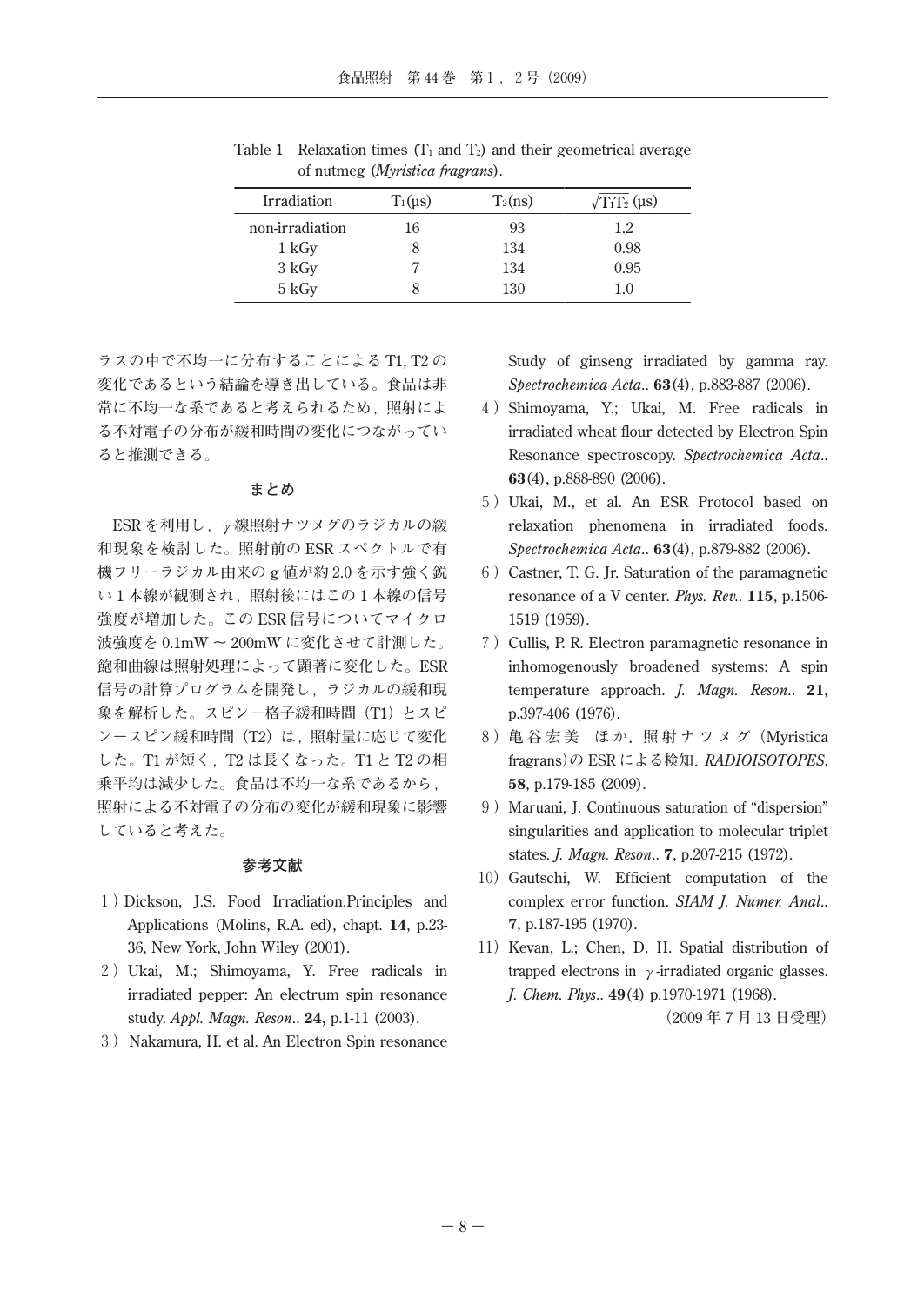Table 1 Relaxation times ($T_1$ and $T_2$) and their geometrical average of nutmeg (*Myristica fragrans*).

| Irradiation | $T_1$(μs) | $T_2$(ns) | $\sqrt{T_1T_2}$ (μs) |
|---|---|---|---|
| non-irradiation | 16 | 93 | 1.2 |
| 1 kGy | 8 | 134 | 0.98 |
| 3 kGy | 7 | 134 | 0.95 |
| 5 kGy | 8 | 130 | 1.0 |

ラスの中で不均一に分布することによる T1, T2 の変化であるという結論を導き出している。食品は非常に不均一な系であると考えられるため，照射による不対電子の分布が緩和時間の変化につながっていると推測できる。

## まとめ

ESR を利用し，γ線照射ナツメグのラジカルの緩和現象を検討した。照射前の ESR スペクトルで有機フリーラジカル由来の g 値が約 2.0 を示す強く鋭い 1 本線が観測され，照射後にはこの 1 本線の信号強度が増加した。この ESR 信号についてマイクロ波強度を 0.1mW ～ 200mW に変化させて計測した。飽和曲線は照射処理によって顕著に変化した。ESR 信号の計算プログラムを開発し，ラジカルの飽和現象を解析した。スピン－格子緩和時間（T1）とスピン－スピン緩和時間（T2）は，照射量に応じて変化した。T1 が短く，T2 は長くなった。T1 と T2 の相乗平均は減少した。食品は不均一な系であるから，照射による不対電子の分布の変化が緩和現象に影響していると考えた。

## 参考文献

1）Dickson, J.S. Food Irradiation.Principles and Applications (Molins, R.A. ed), chapt. **14**, p.23-36, New York, John Wiley (2001).

2）Ukai, M.; Shimoyama, Y. Free radicals in irradiated pepper: An electrum spin resonance study. *Appl. Magn. Reson.*. **24,** p.1-11 (2003).

3）Nakamura, H. et al. An Electron Spin resonance Study of ginseng irradiated by gamma ray. *Spectrochemica Acta.*. **63**(4), p.883-887 (2006).

4）Shimoyama, Y.; Ukai, M. Free radicals in irradiated wheat flour detected by Electron Spin Resonance spectroscopy. *Spectrochemica Acta.*. **63**(4), p.888-890 (2006).

5）Ukai, M., et al. An ESR Protocol based on relaxation phenomena in irradiated foods. *Spectrochemica Acta.*. **63**(4), p.879-882 (2006).

6）Castner, T. G. Jr. Saturation of the paramagnetic resonance of a V center. *Phys. Rev.*. **115**, p.1506-1519 (1959).

7）Cullis, P. R. Electron paramagnetic resonance in inhomogenously broadened systems: A spin temperature approach. *J. Magn. Reson.*. **21**, p.397-406 (1976).

8）亀谷宏美 ほか. 照射ナツメグ（Myristica fragrans）の ESR による検知. *RADIOISOTOPES*. **58**, p.179-185 (2009).

9）Maruani, J. Continuous saturation of "dispersion" singularities and application to molecular triplet states. *J. Magn. Reson.*. **7**, p.207-215 (1972).

10）Gautschi, W. Efficient computation of the complex error function. *SIAM J. Numer. Anal.*. **7**, p.187-195 (1970).

11）Kevan, L.; Chen, D. H. Spatial distribution of trapped electrons in γ-irradiated organic glasses. *J. Chem. Phys.*. **49**(4) p.1970-1971 (1968).

（2009 年 7 月 13 日受理）